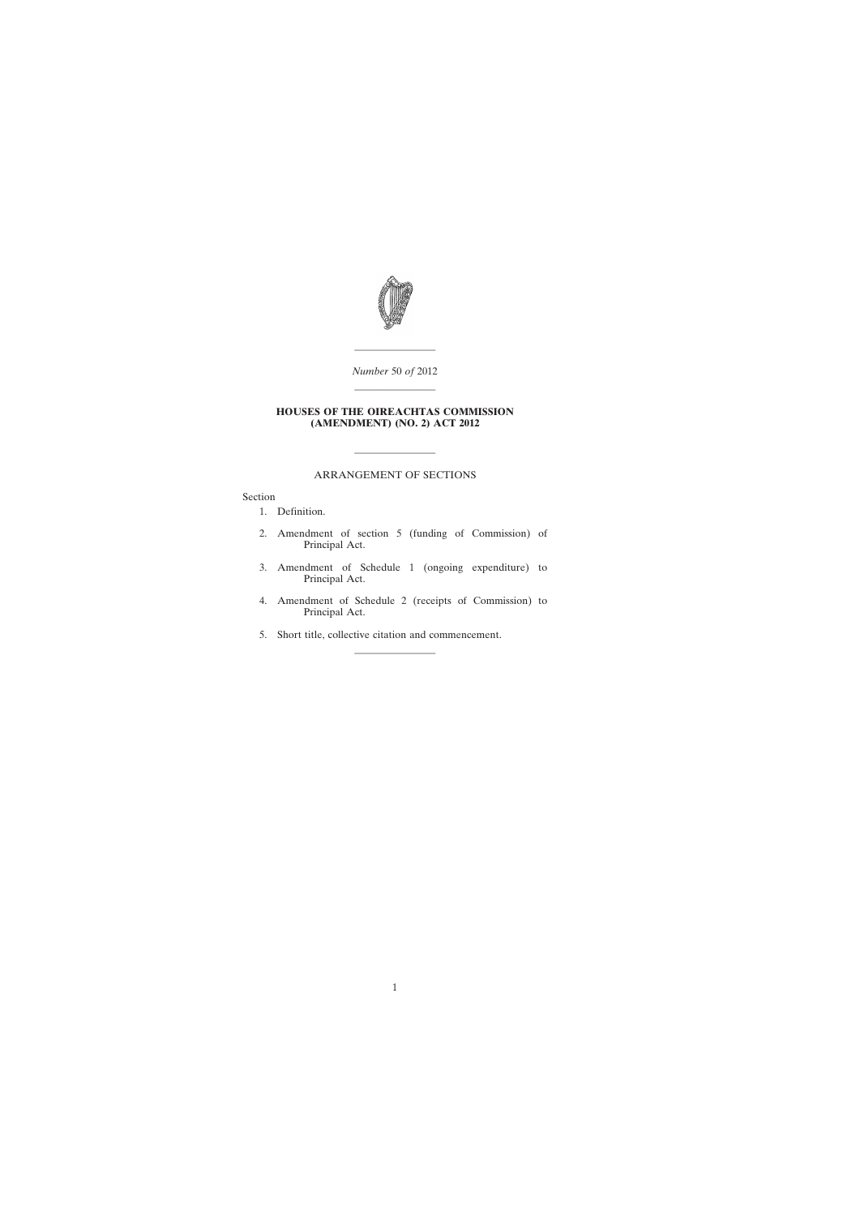*Number* 50 *of* 2012

---

# HOUSES OF THE OIREACHTAS COMMISSION (AMENDMENT) (NO. 2) ACT 2012

---

## ARRANGEMENT OF SECTIONS

Section

1. Definition.
2. Amendment of section 5 (funding of Commission) of Principal Act.
3. Amendment of Schedule 1 (ongoing expenditure) to Principal Act.
4. Amendment of Schedule 2 (receipts of Commission) to Principal Act.
5. Short title, collective citation and commencement.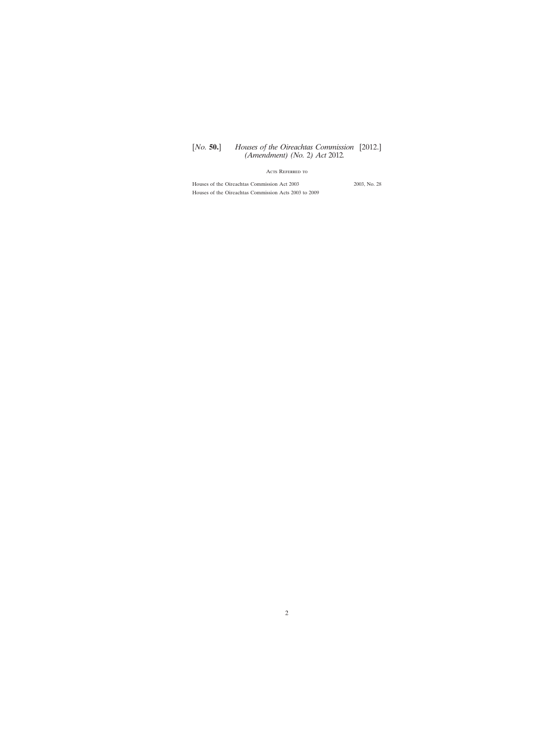## Acts Referred to

| | |
|---|---|
| Houses of the Oireachtas Commission Act 2003 | 2003, No. 28 |
| Houses of the Oireachtas Commission Acts 2003 to 2009 | |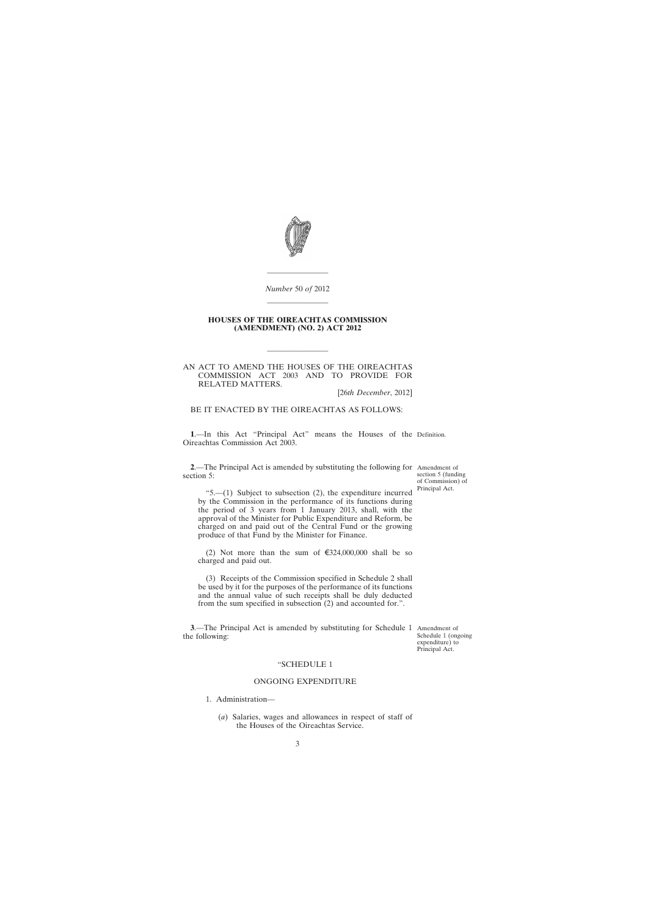*Number* 50 *of* 2012

**HOUSES OF THE OIREACHTAS COMMISSION (AMENDMENT) (NO. 2) ACT 2012**

AN ACT TO AMEND THE HOUSES OF THE OIREACHTAS COMMISSION ACT 2003 AND TO PROVIDE FOR RELATED MATTERS.

[26*th December*, 2012]

BE IT ENACTED BY THE OIREACHTAS AS FOLLOWS:

Definition.

**1**.—In this Act "Principal Act" means the Houses of the Oireachtas Commission Act 2003.

Amendment of section 5 (funding of Commission) of Principal Act.

**2**.—The Principal Act is amended by substituting the following for section 5:

"5.—(1) Subject to subsection (2), the expenditure incurred by the Commission in the performance of its functions during the period of 3 years from 1 January 2013, shall, with the approval of the Minister for Public Expenditure and Reform, be charged on and paid out of the Central Fund or the growing produce of that Fund by the Minister for Finance.

(2) Not more than the sum of €324,000,000 shall be so charged and paid out.

(3) Receipts of the Commission specified in Schedule 2 shall be used by it for the purposes of the performance of its functions and the annual value of such receipts shall be duly deducted from the sum specified in subsection (2) and accounted for.".

Amendment of Schedule 1 (ongoing expenditure) to Principal Act.

**3**.—The Principal Act is amended by substituting for Schedule 1 the following:

"SCHEDULE 1

ONGOING EXPENDITURE

1. Administration—

(*a*) Salaries, wages and allowances in respect of staff of the Houses of the Oireachtas Service.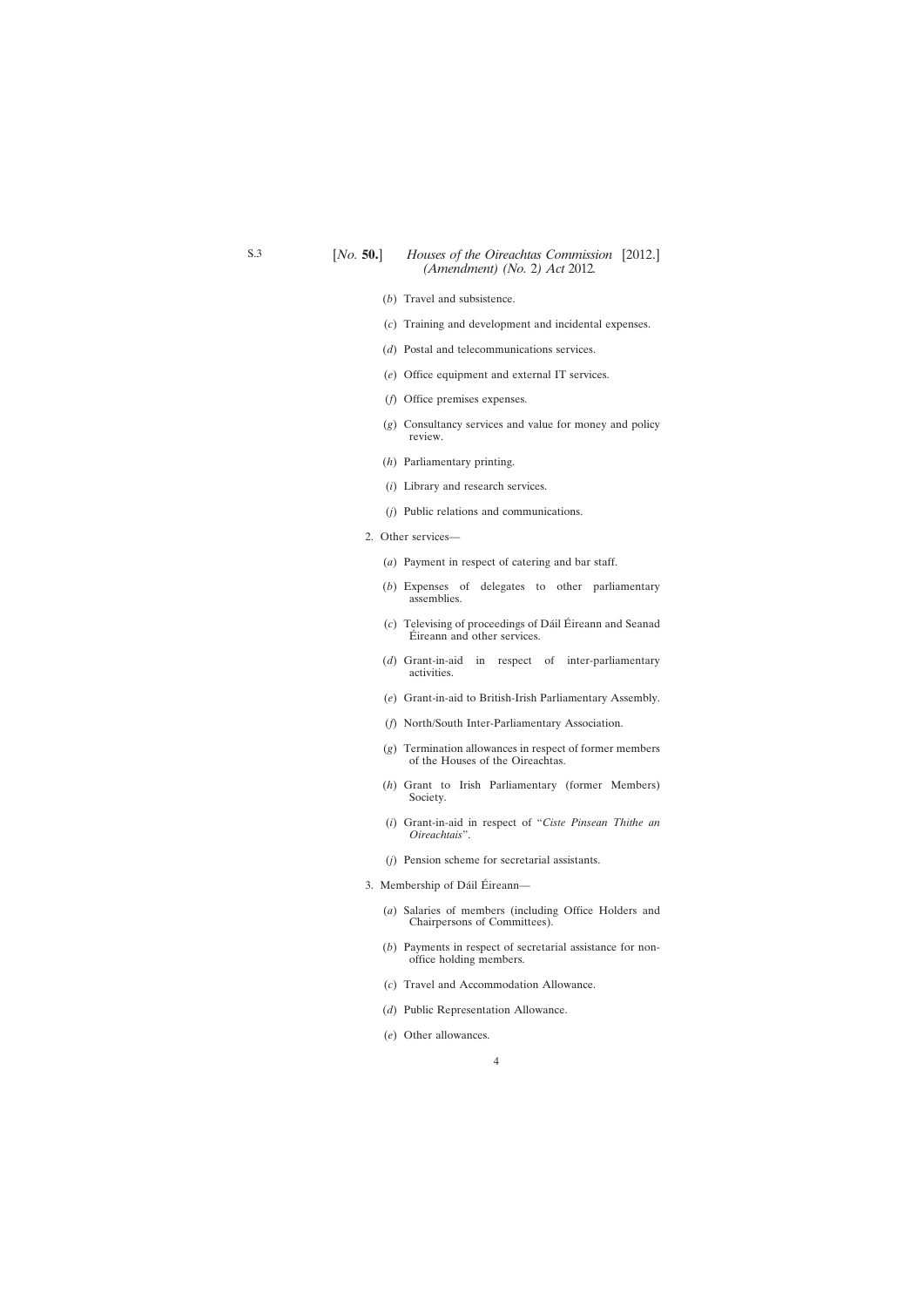(*b*) Travel and subsistence.

(*c*) Training and development and incidental expenses.

(*d*) Postal and telecommunications services.

(*e*) Office equipment and external IT services.

(*f*) Office premises expenses.

(*g*) Consultancy services and value for money and policy review.

(*h*) Parliamentary printing.

(*i*) Library and research services.

(*j*) Public relations and communications.

2. Other services—

(*a*) Payment in respect of catering and bar staff.

(*b*) Expenses of delegates to other parliamentary assemblies.

(*c*) Televising of proceedings of Dáil Éireann and Seanad Éireann and other services.

(*d*) Grant-in-aid in respect of inter-parliamentary activities.

(*e*) Grant-in-aid to British-Irish Parliamentary Assembly.

(*f*) North/South Inter-Parliamentary Association.

(*g*) Termination allowances in respect of former members of the Houses of the Oireachtas.

(*h*) Grant to Irish Parliamentary (former Members) Society.

(*i*) Grant-in-aid in respect of "*Ciste Pinsean Thithe an Oireachtais*".

(*j*) Pension scheme for secretarial assistants.

3. Membership of Dáil Éireann—

(*a*) Salaries of members (including Office Holders and Chairpersons of Committees).

(*b*) Payments in respect of secretarial assistance for non-office holding members.

(*c*) Travel and Accommodation Allowance.

(*d*) Public Representation Allowance.

(*e*) Other allowances.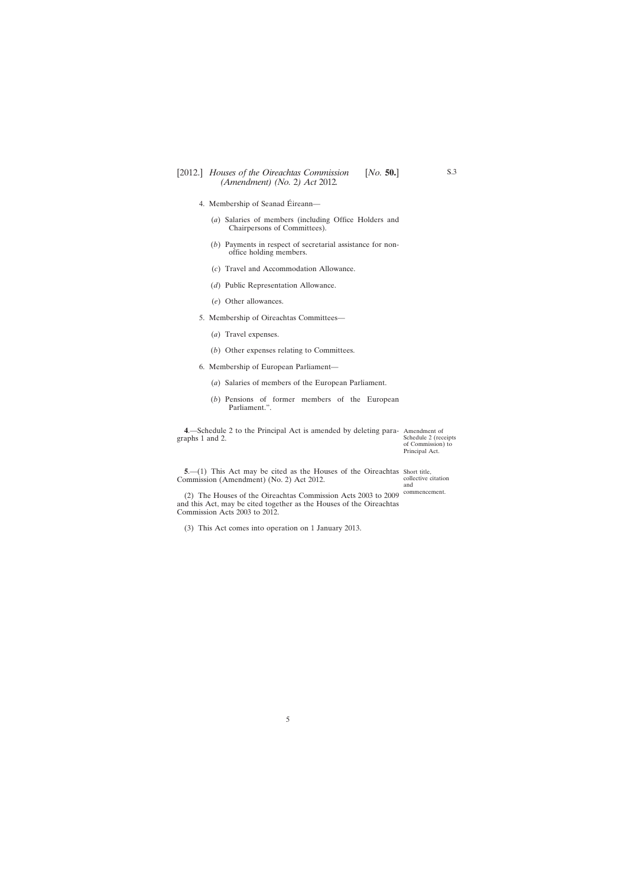4. Membership of Seanad Éireann—

   (*a*) Salaries of members (including Office Holders and Chairpersons of Committees).

   (*b*) Payments in respect of secretarial assistance for non-office holding members.

   (*c*) Travel and Accommodation Allowance.

   (*d*) Public Representation Allowance.

   (*e*) Other allowances.

5. Membership of Oireachtas Committees—

   (*a*) Travel expenses.

   (*b*) Other expenses relating to Committees.

6. Membership of European Parliament—

   (*a*) Salaries of members of the European Parliament.

   (*b*) Pensions of former members of the European Parliament.".

Amendment of Schedule 2 (receipts of Commission) to Principal Act.

**4**.—Schedule 2 to the Principal Act is amended by deleting paragraphs 1 and 2.

Short title, collective citation and commencement.

**5**.—(1) This Act may be cited as the Houses of the Oireachtas Commission (Amendment) (No. 2) Act 2012.

(2) The Houses of the Oireachtas Commission Acts 2003 to 2009 and this Act, may be cited together as the Houses of the Oireachtas Commission Acts 2003 to 2012.

(3) This Act comes into operation on 1 January 2013.